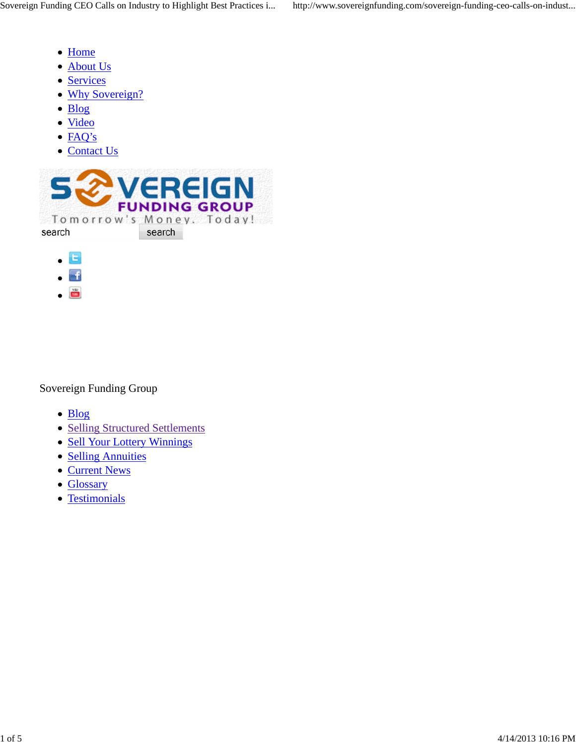- Home
- About Us
- Services
- Why Sovereign?
- Blog
- Video
- FAQ's
- Contact Us

SOVEREIGN FUNDING GROUP

Tomorrow's Money. Today!

search search

Sovereign Funding Group

- Blog
- Selling Structured Settlements
- Sell Your Lottery Winnings
- Selling Annuities
- Current News
- Glossary
- Testimonials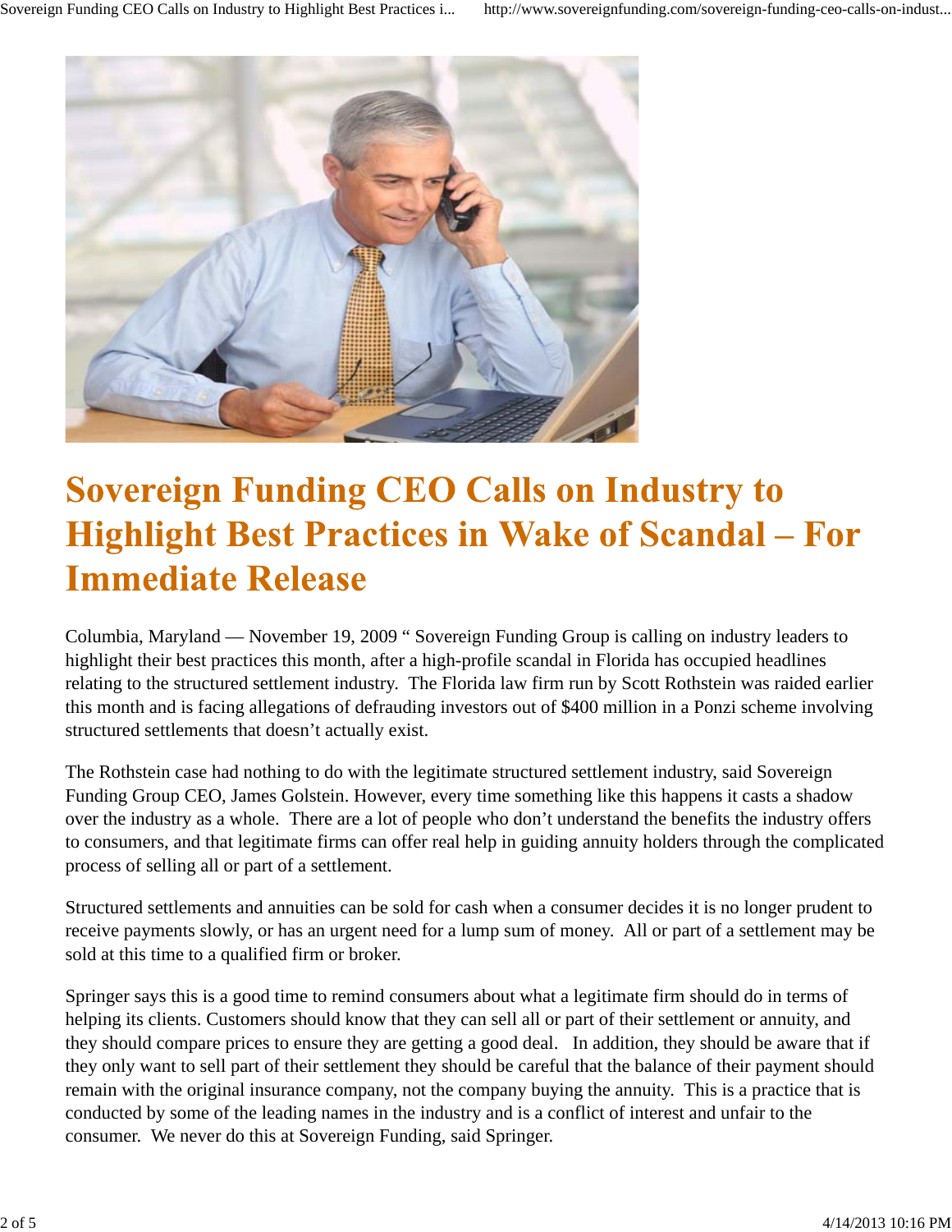# Sovereign Funding CEO Calls on Industry to Highlight Best Practices in Wake of Scandal – For Immediate Release

Columbia, Maryland — November 19, 2009 " Sovereign Funding Group is calling on industry leaders to highlight their best practices this month, after a high-profile scandal in Florida has occupied headlines relating to the structured settlement industry. The Florida law firm run by Scott Rothstein was raided earlier this month and is facing allegations of defrauding investors out of $400 million in a Ponzi scheme involving structured settlements that doesn't actually exist.

The Rothstein case had nothing to do with the legitimate structured settlement industry, said Sovereign Funding Group CEO, James Golstein. However, every time something like this happens it casts a shadow over the industry as a whole. There are a lot of people who don't understand the benefits the industry offers to consumers, and that legitimate firms can offer real help in guiding annuity holders through the complicated process of selling all or part of a settlement.

Structured settlements and annuities can be sold for cash when a consumer decides it is no longer prudent to receive payments slowly, or has an urgent need for a lump sum of money. All or part of a settlement may be sold at this time to a qualified firm or broker.

Springer says this is a good time to remind consumers about what a legitimate firm should do in terms of helping its clients. Customers should know that they can sell all or part of their settlement or annuity, and they should compare prices to ensure they are getting a good deal. In addition, they should be aware that if they only want to sell part of their settlement they should be careful that the balance of their payment should remain with the original insurance company, not the company buying the annuity. This is a practice that is conducted by some of the leading names in the industry and is a conflict of interest and unfair to the consumer. We never do this at Sovereign Funding, said Springer.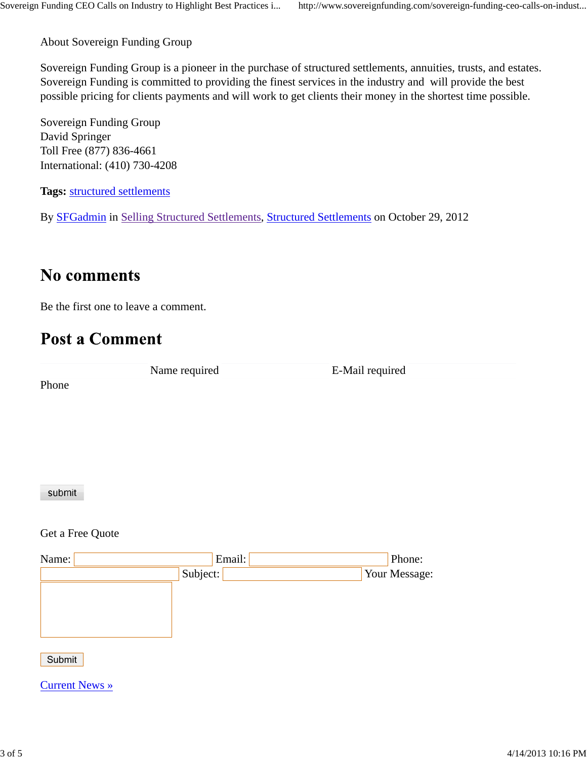About Sovereign Funding Group

Sovereign Funding Group is a pioneer in the purchase of structured settlements, annuities, trusts, and estates. Sovereign Funding is committed to providing the finest services in the industry and will provide the best possible pricing for clients payments and will work to get clients their money in the shortest time possible.

Sovereign Funding Group
David Springer
Toll Free (877) 836-4661
International: (410) 730-4208

**Tags:** structured settlements

By SFGadmin in Selling Structured Settlements, Structured Settlements on October 29, 2012

## No comments

Be the first one to leave a comment.

## Post a Comment

Name required E-Mail required
Phone

submit

Get a Free Quote

Name: Email: Phone:
Subject: Your Message:

Submit

Current News »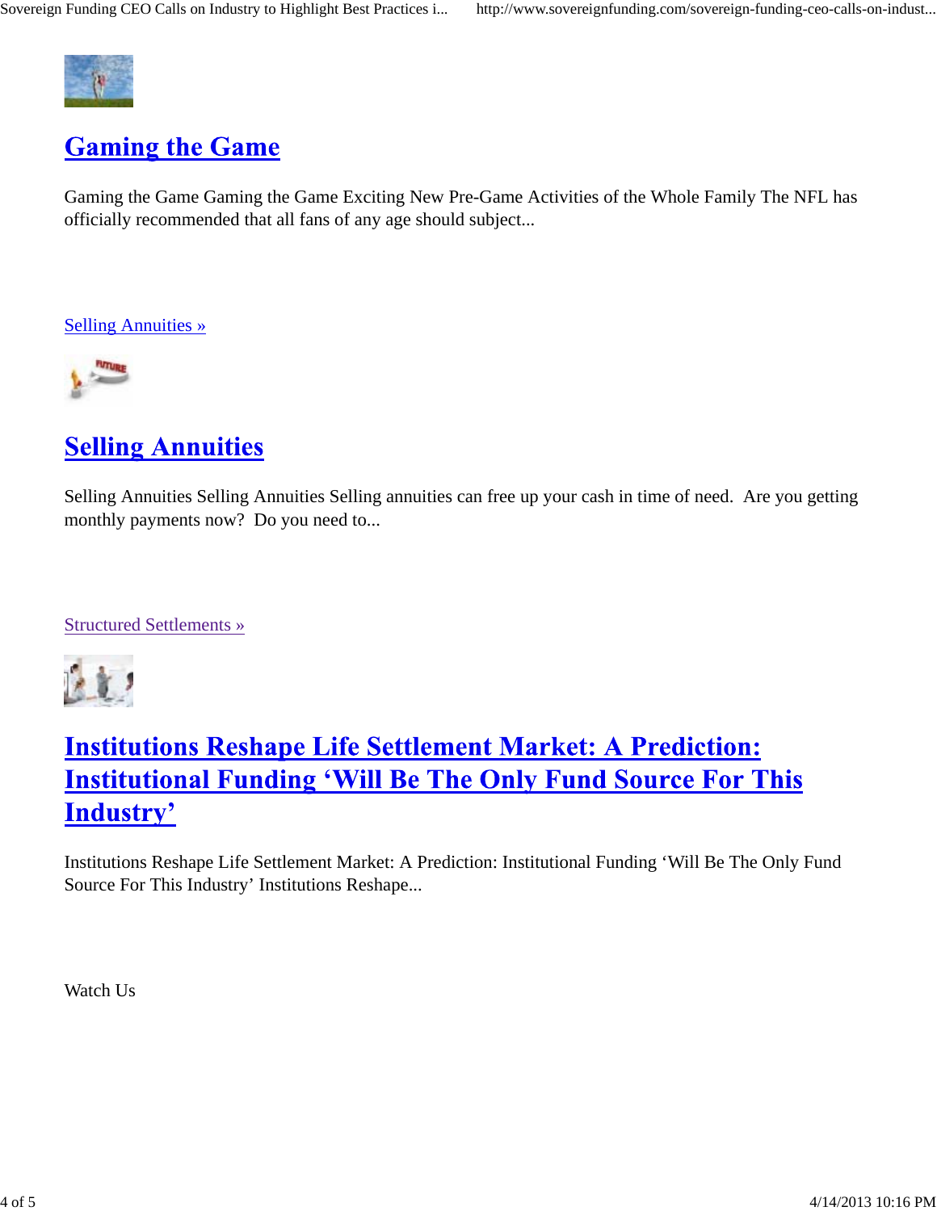## Gaming the Game

Gaming the Game Gaming the Game Exciting New Pre-Game Activities of the Whole Family The NFL has officially recommended that all fans of any age should subject...

Selling Annuities »

## Selling Annuities

Selling Annuities Selling Annuities Selling annuities can free up your cash in time of need.  Are you getting monthly payments now?  Do you need to...

Structured Settlements »

## Institutions Reshape Life Settlement Market: A Prediction: Institutional Funding 'Will Be The Only Fund Source For This Industry'

Institutions Reshape Life Settlement Market: A Prediction: Institutional Funding 'Will Be The Only Fund Source For This Industry' Institutions Reshape...

Watch Us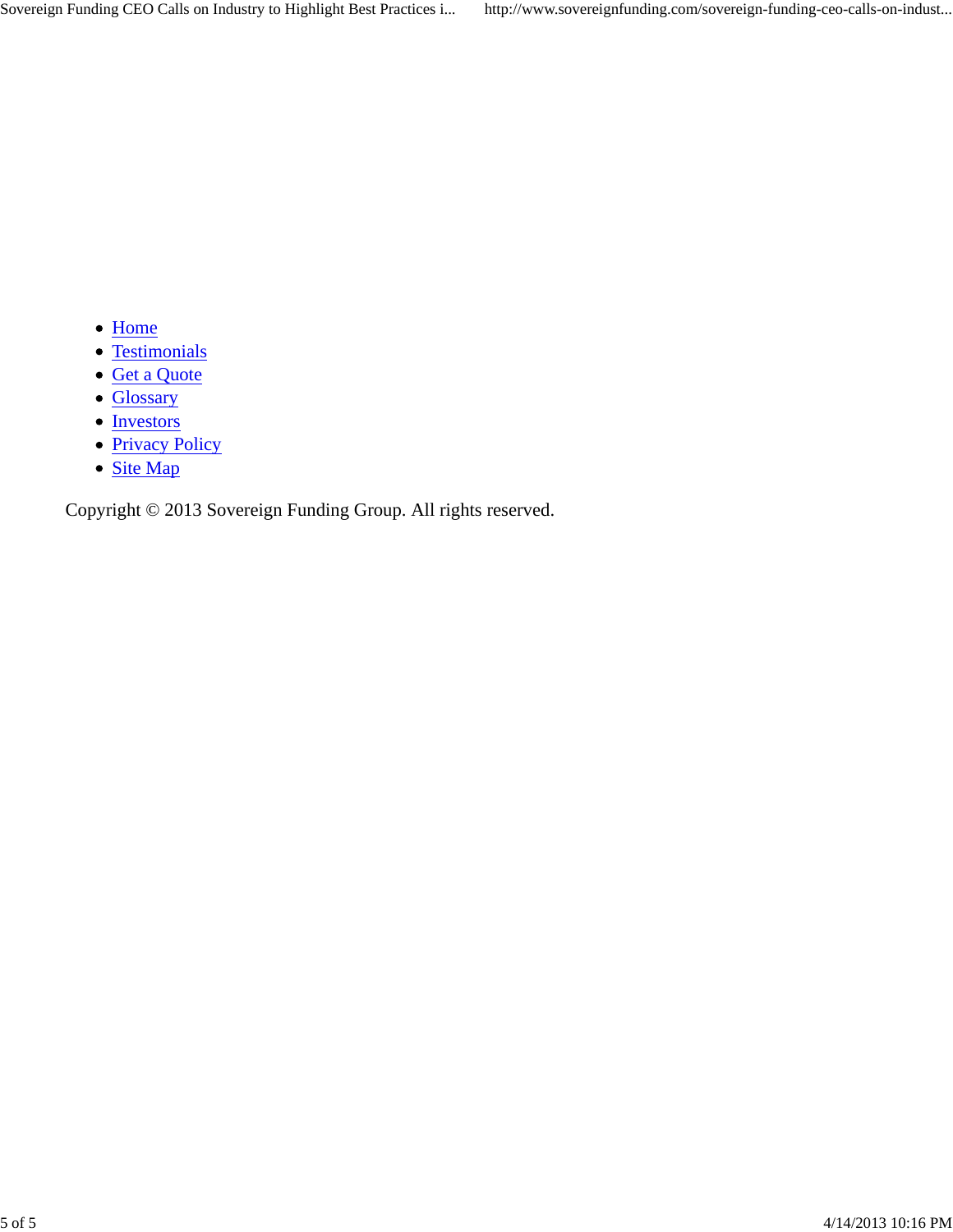- Home
- Testimonials
- Get a Quote
- Glossary
- Investors
- Privacy Policy
- Site Map

Copyright © 2013 Sovereign Funding Group. All rights reserved.